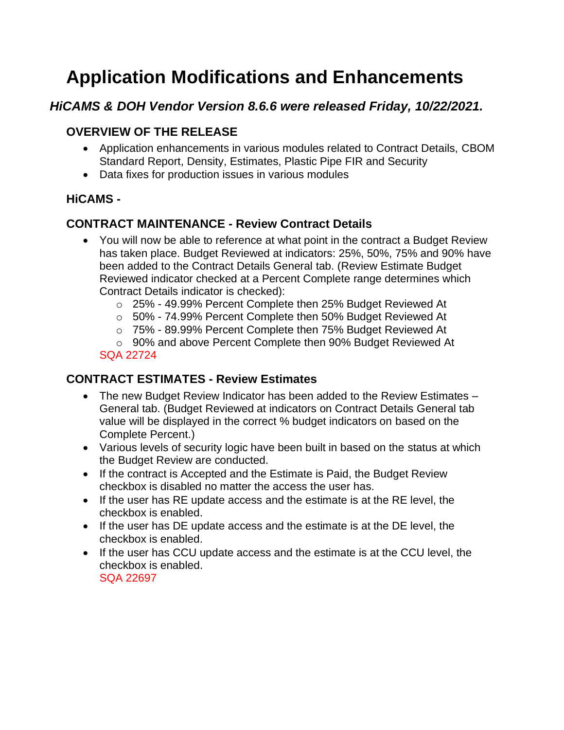# Application Modifications and Enhancements

## *HiCAMS & DOH Vendor Version 8.6.6 were released Friday, 10/22/2021.*

### OVERVIEW OF THE RELEASE

- Application enhancements in various modules related to Contract Details, CBOM Standard Report, Density, Estimates, Plastic Pipe FIR and Security
- Data fixes for production issues in various modules

### HiCAMS -

### CONTRACT MAINTENANCE - Review Contract Details

- You will now be able to reference at what point in the contract a Budget Review has taken place. Budget Reviewed at indicators: 25%, 50%, 75% and 90% have been added to the Contract Details General tab. (Review Estimate Budget Reviewed indicator checked at a Percent Complete range determines which Contract Details indicator is checked):
  - 25% - 49.99% Percent Complete then 25% Budget Reviewed At
  - 50% - 74.99% Percent Complete then 50% Budget Reviewed At
  - 75% - 89.99% Percent Complete then 75% Budget Reviewed At
  - 90% and above Percent Complete then 90% Budget Reviewed At

  SQA 22724

### CONTRACT ESTIMATES - Review Estimates

- The new Budget Review Indicator has been added to the Review Estimates – General tab. (Budget Reviewed at indicators on Contract Details General tab value will be displayed in the correct % budget indicators on based on the Complete Percent.)
- Various levels of security logic have been built in based on the status at which the Budget Review are conducted.
- If the contract is Accepted and the Estimate is Paid, the Budget Review checkbox is disabled no matter the access the user has.
- If the user has RE update access and the estimate is at the RE level, the checkbox is enabled.
- If the user has DE update access and the estimate is at the DE level, the checkbox is enabled.
- If the user has CCU update access and the estimate is at the CCU level, the checkbox is enabled.

  SQA 22697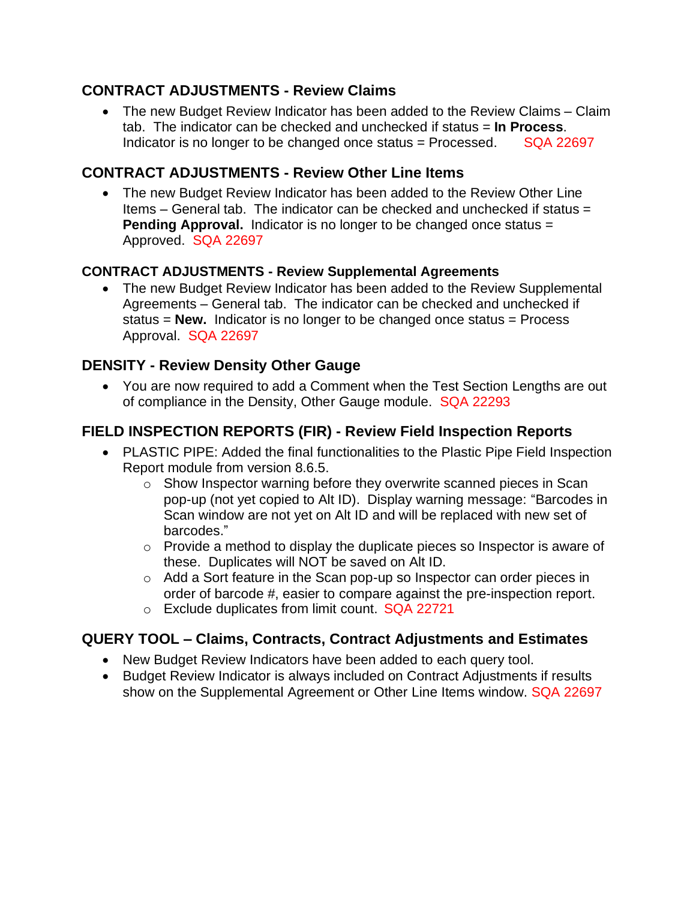## CONTRACT ADJUSTMENTS - Review Claims

- The new Budget Review Indicator has been added to the Review Claims – Claim tab. The indicator can be checked and unchecked if status = **In Process**. Indicator is no longer to be changed once status = Processed. SQA 22697

## CONTRACT ADJUSTMENTS - Review Other Line Items

- The new Budget Review Indicator has been added to the Review Other Line Items – General tab. The indicator can be checked and unchecked if status = **Pending Approval.** Indicator is no longer to be changed once status = Approved. SQA 22697

### CONTRACT ADJUSTMENTS - Review Supplemental Agreements

- The new Budget Review Indicator has been added to the Review Supplemental Agreements – General tab. The indicator can be checked and unchecked if status = **New.** Indicator is no longer to be changed once status = Process Approval. SQA 22697

## DENSITY - Review Density Other Gauge

- You are now required to add a Comment when the Test Section Lengths are out of compliance in the Density, Other Gauge module. SQA 22293

## FIELD INSPECTION REPORTS (FIR) - Review Field Inspection Reports

- PLASTIC PIPE: Added the final functionalities to the Plastic Pipe Field Inspection Report module from version 8.6.5.
  - Show Inspector warning before they overwrite scanned pieces in Scan pop-up (not yet copied to Alt ID). Display warning message: "Barcodes in Scan window are not yet on Alt ID and will be replaced with new set of barcodes."
  - Provide a method to display the duplicate pieces so Inspector is aware of these. Duplicates will NOT be saved on Alt ID.
  - Add a Sort feature in the Scan pop-up so Inspector can order pieces in order of barcode #, easier to compare against the pre-inspection report.
  - Exclude duplicates from limit count. SQA 22721

## QUERY TOOL – Claims, Contracts, Contract Adjustments and Estimates

- New Budget Review Indicators have been added to each query tool.
- Budget Review Indicator is always included on Contract Adjustments if results show on the Supplemental Agreement or Other Line Items window. SQA 22697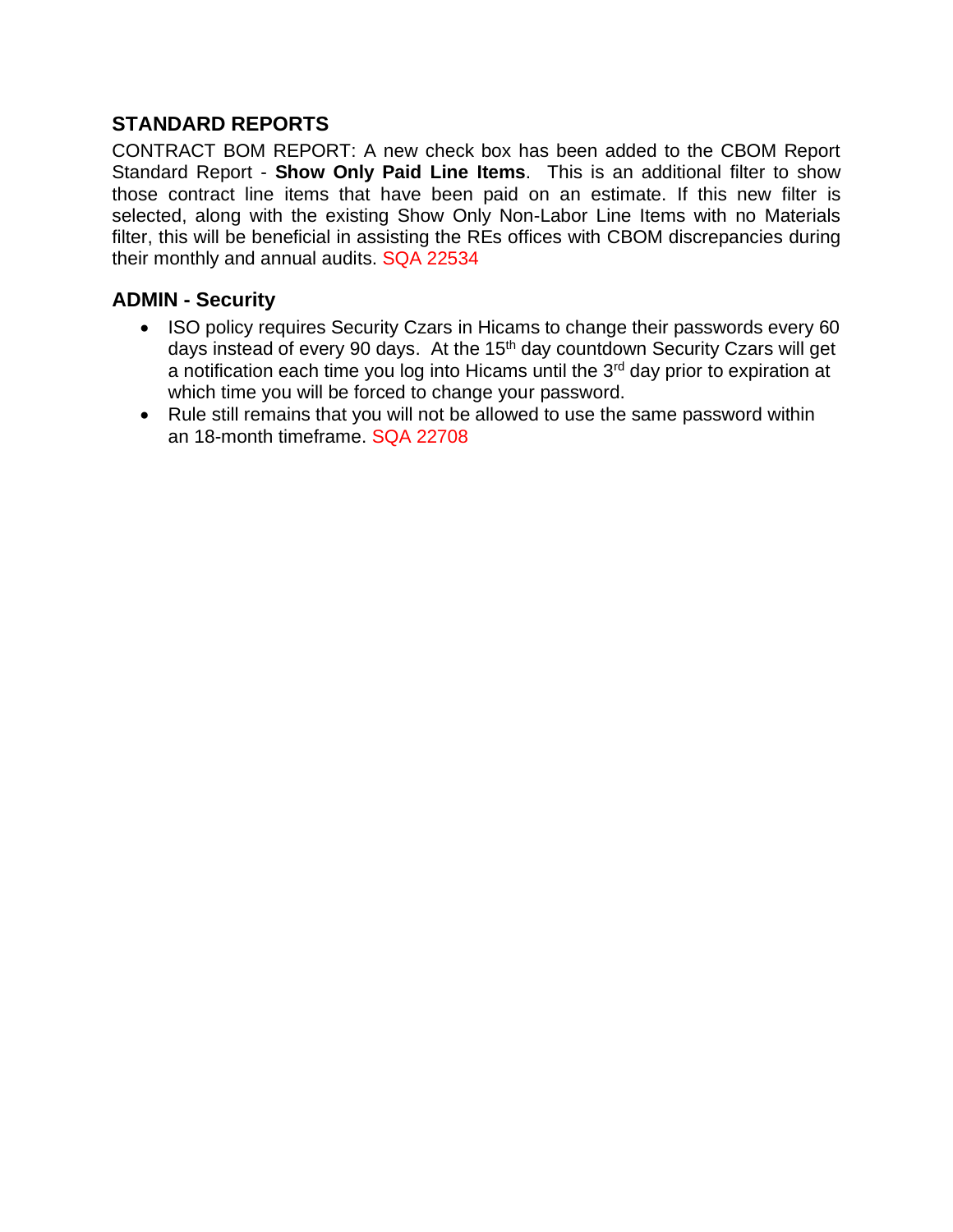## STANDARD REPORTS

CONTRACT BOM REPORT: A new check box has been added to the CBOM Report Standard Report - **Show Only Paid Line Items**. This is an additional filter to show those contract line items that have been paid on an estimate. If this new filter is selected, along with the existing Show Only Non-Labor Line Items with no Materials filter, this will be beneficial in assisting the REs offices with CBOM discrepancies during their monthly and annual audits. SQA 22534

## ADMIN - Security

- ISO policy requires Security Czars in Hicams to change their passwords every 60 days instead of every 90 days. At the 15th day countdown Security Czars will get a notification each time you log into Hicams until the 3rd day prior to expiration at which time you will be forced to change your password.
- Rule still remains that you will not be allowed to use the same password within an 18-month timeframe. SQA 22708